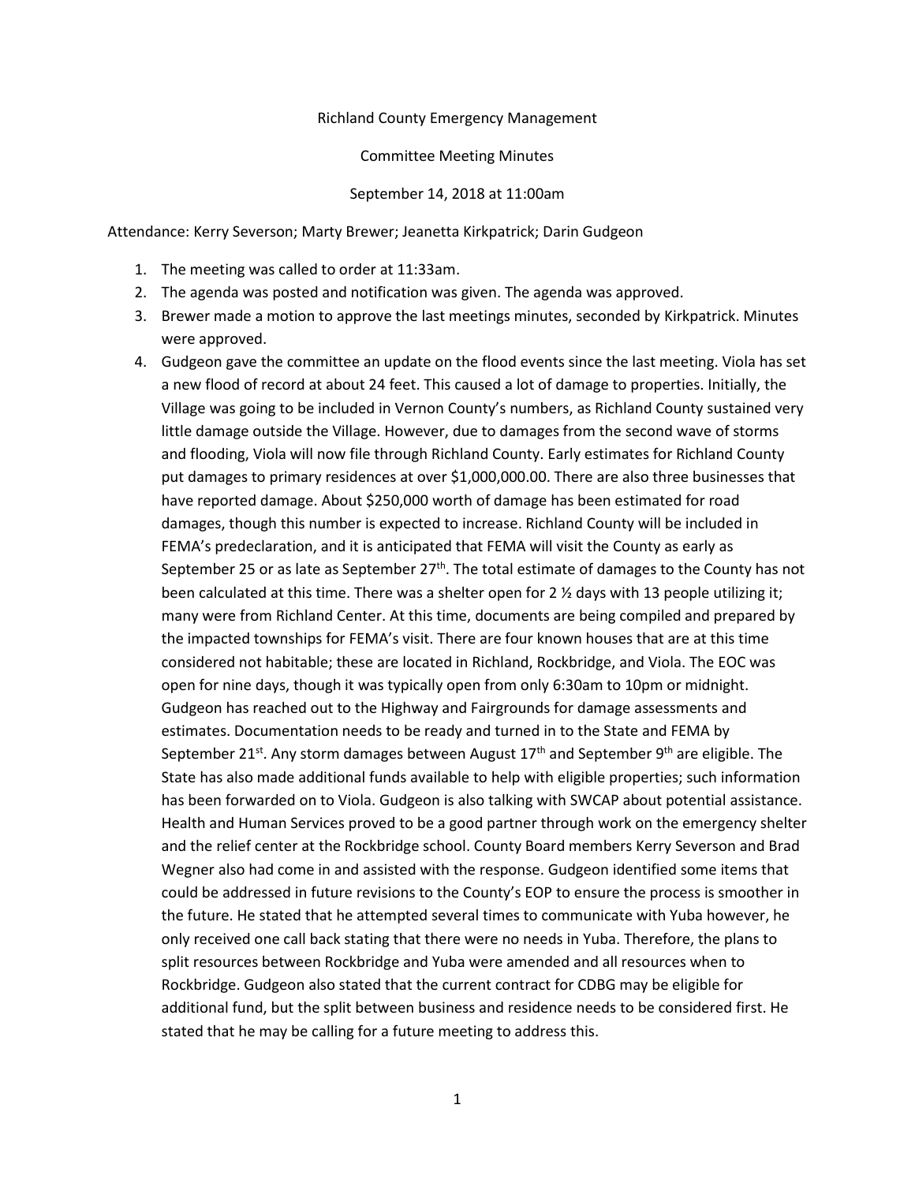Richland County Emergency Management

Committee Meeting Minutes

September 14, 2018 at 11:00am

Attendance: Kerry Severson; Marty Brewer; Jeanetta Kirkpatrick; Darin Gudgeon

1. The meeting was called to order at 11:33am.
2. The agenda was posted and notification was given. The agenda was approved.
3. Brewer made a motion to approve the last meetings minutes, seconded by Kirkpatrick. Minutes were approved.
4. Gudgeon gave the committee an update on the flood events since the last meeting. Viola has set a new flood of record at about 24 feet. This caused a lot of damage to properties. Initially, the Village was going to be included in Vernon County's numbers, as Richland County sustained very little damage outside the Village. However, due to damages from the second wave of storms and flooding, Viola will now file through Richland County. Early estimates for Richland County put damages to primary residences at over $1,000,000.00. There are also three businesses that have reported damage. About $250,000 worth of damage has been estimated for road damages, though this number is expected to increase. Richland County will be included in FEMA's predeclaration, and it is anticipated that FEMA will visit the County as early as September 25 or as late as September 27th. The total estimate of damages to the County has not been calculated at this time. There was a shelter open for 2 ½ days with 13 people utilizing it; many were from Richland Center. At this time, documents are being compiled and prepared by the impacted townships for FEMA's visit. There are four known houses that are at this time considered not habitable; these are located in Richland, Rockbridge, and Viola. The EOC was open for nine days, though it was typically open from only 6:30am to 10pm or midnight. Gudgeon has reached out to the Highway and Fairgrounds for damage assessments and estimates. Documentation needs to be ready and turned in to the State and FEMA by September 21st. Any storm damages between August 17th and September 9th are eligible. The State has also made additional funds available to help with eligible properties; such information has been forwarded on to Viola. Gudgeon is also talking with SWCAP about potential assistance. Health and Human Services proved to be a good partner through work on the emergency shelter and the relief center at the Rockbridge school. County Board members Kerry Severson and Brad Wegner also had come in and assisted with the response. Gudgeon identified some items that could be addressed in future revisions to the County's EOP to ensure the process is smoother in the future. He stated that he attempted several times to communicate with Yuba however, he only received one call back stating that there were no needs in Yuba. Therefore, the plans to split resources between Rockbridge and Yuba were amended and all resources when to Rockbridge. Gudgeon also stated that the current contract for CDBG may be eligible for additional fund, but the split between business and residence needs to be considered first. He stated that he may be calling for a future meeting to address this.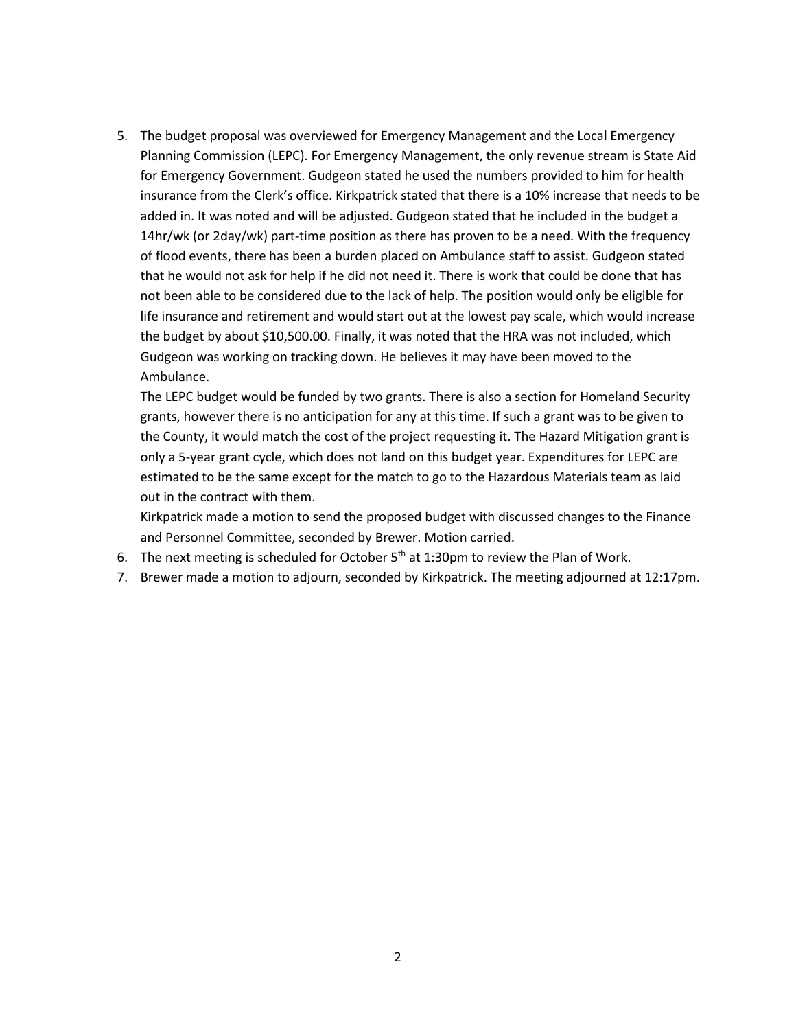5. The budget proposal was overviewed for Emergency Management and the Local Emergency Planning Commission (LEPC). For Emergency Management, the only revenue stream is State Aid for Emergency Government. Gudgeon stated he used the numbers provided to him for health insurance from the Clerk's office. Kirkpatrick stated that there is a 10% increase that needs to be added in. It was noted and will be adjusted. Gudgeon stated that he included in the budget a 14hr/wk (or 2day/wk) part-time position as there has proven to be a need. With the frequency of flood events, there has been a burden placed on Ambulance staff to assist. Gudgeon stated that he would not ask for help if he did not need it. There is work that could be done that has not been able to be considered due to the lack of help. The position would only be eligible for life insurance and retirement and would start out at the lowest pay scale, which would increase the budget by about $10,500.00. Finally, it was noted that the HRA was not included, which Gudgeon was working on tracking down. He believes it may have been moved to the Ambulance.

   The LEPC budget would be funded by two grants. There is also a section for Homeland Security grants, however there is no anticipation for any at this time. If such a grant was to be given to the County, it would match the cost of the project requesting it. The Hazard Mitigation grant is only a 5-year grant cycle, which does not land on this budget year. Expenditures for LEPC are estimated to be the same except for the match to go to the Hazardous Materials team as laid out in the contract with them.

   Kirkpatrick made a motion to send the proposed budget with discussed changes to the Finance and Personnel Committee, seconded by Brewer. Motion carried.
6. The next meeting is scheduled for October 5th at 1:30pm to review the Plan of Work.
7. Brewer made a motion to adjourn, seconded by Kirkpatrick. The meeting adjourned at 12:17pm.